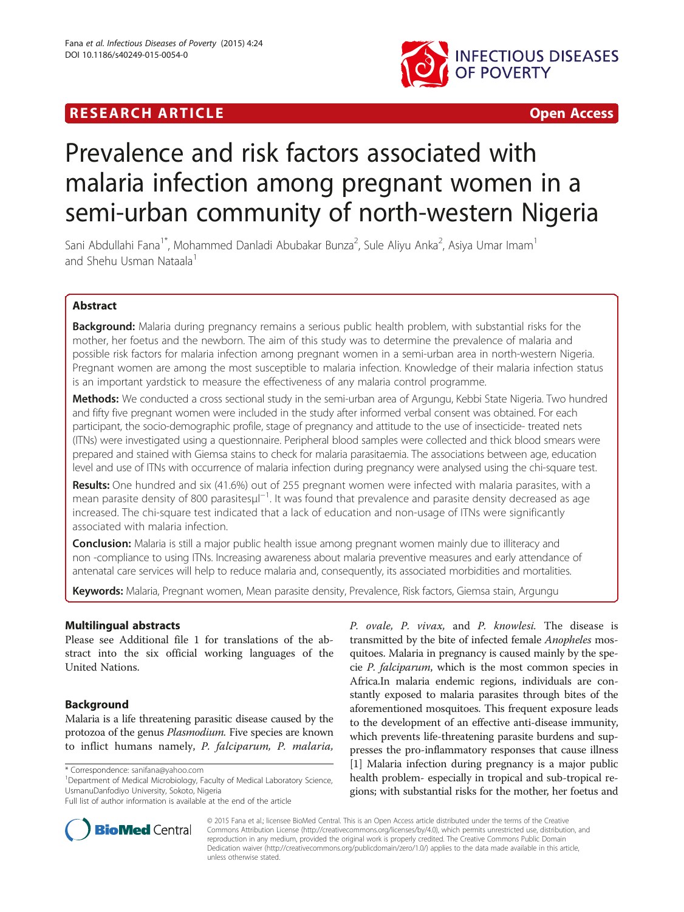RESEARCH ARTICLE Open Access

# Prevalence and risk factors associated with malaria infection among pregnant women in a semi-urban community of north-western Nigeria

Sani Abdullahi Fana[1*], Mohammed Danladi Abubakar Bunza[2], Sule Aliyu Anka[2], Asiya Umar Imam[1] and Shehu Usman Nataala[1]

## Abstract

**Background:** Malaria during pregnancy remains a serious public health problem, with substantial risks for the mother, her foetus and the newborn. The aim of this study was to determine the prevalence of malaria and possible risk factors for malaria infection among pregnant women in a semi-urban area in north-western Nigeria. Pregnant women are among the most susceptible to malaria infection. Knowledge of their malaria infection status is an important yardstick to measure the effectiveness of any malaria control programme.

**Methods:** We conducted a cross sectional study in the semi-urban area of Argungu, Kebbi State Nigeria. Two hundred and fifty five pregnant women were included in the study after informed verbal consent was obtained. For each participant, the socio-demographic profile, stage of pregnancy and attitude to the use of insecticide- treated nets (ITNs) were investigated using a questionnaire. Peripheral blood samples were collected and thick blood smears were prepared and stained with Giemsa stains to check for malaria parasitaemia. The associations between age, education level and use of ITNs with occurrence of malaria infection during pregnancy were analysed using the chi-square test.

**Results:** One hundred and six (41.6%) out of 255 pregnant women were infected with malaria parasites, with a mean parasite density of 800 parasites$\mu l^{-1}$. It was found that prevalence and parasite density decreased as age increased. The chi-square test indicated that a lack of education and non-usage of ITNs were significantly associated with malaria infection.

**Conclusion:** Malaria is still a major public health issue among pregnant women mainly due to illiteracy and non -compliance to using ITNs. Increasing awareness about malaria preventive measures and early attendance of antenatal care services will help to reduce malaria and, consequently, its associated morbidities and mortalities.

**Keywords:** Malaria, Pregnant women, Mean parasite density, Prevalence, Risk factors, Giemsa stain, Argungu

## Multilingual abstracts

Please see Additional file 1 for translations of the abstract into the six official working languages of the United Nations.

## Background

Malaria is a life threatening parasitic disease caused by the protozoa of the genus *Plasmodium*. Five species are known to inflict humans namely, *P. falciparum, P. malaria, P. ovale, P. vivax,* and *P. knowlesi.* The disease is transmitted by the bite of infected female *Anopheles* mosquitoes. Malaria in pregnancy is caused mainly by the specie *P. falciparum*, which is the most common species in Africa.In malaria endemic regions, individuals are constantly exposed to malaria parasites through bites of the aforementioned mosquitoes. This frequent exposure leads to the development of an effective anti-disease immunity, which prevents life-threatening parasite burdens and suppresses the pro-inflammatory responses that cause illness [1] Malaria infection during pregnancy is a major public health problem- especially in tropical and sub-tropical regions; with substantial risks for the mother, her foetus and

\* Correspondence: sanifana@yahoo.com
[1]Department of Medical Microbiology, Faculty of Medical Laboratory Science, UsmanuDanfodiyo University, Sokoto, Nigeria
Full list of author information is available at the end of the article

© 2015 Fana et al.; licensee BioMed Central. This is an Open Access article distributed under the terms of the Creative Commons Attribution License (http://creativecommons.org/licenses/by/4.0), which permits unrestricted use, distribution, and reproduction in any medium, provided the original work is properly credited. The Creative Commons Public Domain Dedication waiver (http://creativecommons.org/publicdomain/zero/1.0/) applies to the data made available in this article, unless otherwise stated.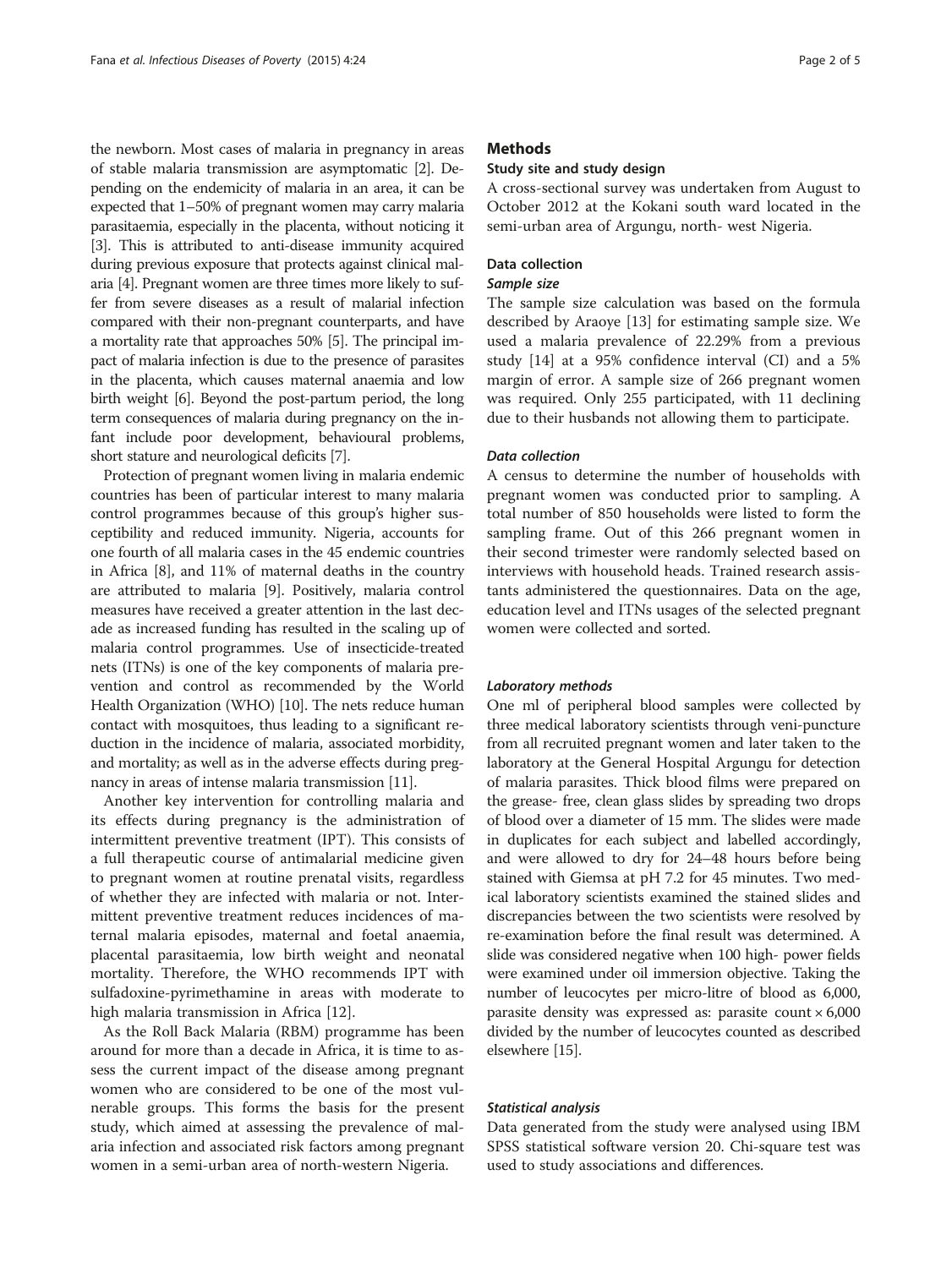the newborn. Most cases of malaria in pregnancy in areas of stable malaria transmission are asymptomatic [2]. Depending on the endemicity of malaria in an area, it can be expected that 1–50% of pregnant women may carry malaria parasitaemia, especially in the placenta, without noticing it [3]. This is attributed to anti-disease immunity acquired during previous exposure that protects against clinical malaria [4]. Pregnant women are three times more likely to suffer from severe diseases as a result of malarial infection compared with their non-pregnant counterparts, and have a mortality rate that approaches 50% [5]. The principal impact of malaria infection is due to the presence of parasites in the placenta, which causes maternal anaemia and low birth weight [6]. Beyond the post-partum period, the long term consequences of malaria during pregnancy on the infant include poor development, behavioural problems, short stature and neurological deficits [7].

Protection of pregnant women living in malaria endemic countries has been of particular interest to many malaria control programmes because of this group's higher susceptibility and reduced immunity. Nigeria, accounts for one fourth of all malaria cases in the 45 endemic countries in Africa [8], and 11% of maternal deaths in the country are attributed to malaria [9]. Positively, malaria control measures have received a greater attention in the last decade as increased funding has resulted in the scaling up of malaria control programmes. Use of insecticide-treated nets (ITNs) is one of the key components of malaria prevention and control as recommended by the World Health Organization (WHO) [10]. The nets reduce human contact with mosquitoes, thus leading to a significant reduction in the incidence of malaria, associated morbidity, and mortality; as well as in the adverse effects during pregnancy in areas of intense malaria transmission [11].

Another key intervention for controlling malaria and its effects during pregnancy is the administration of intermittent preventive treatment (IPT). This consists of a full therapeutic course of antimalarial medicine given to pregnant women at routine prenatal visits, regardless of whether they are infected with malaria or not. Intermittent preventive treatment reduces incidences of maternal malaria episodes, maternal and foetal anaemia, placental parasitaemia, low birth weight and neonatal mortality. Therefore, the WHO recommends IPT with sulfadoxine-pyrimethamine in areas with moderate to high malaria transmission in Africa [12].

As the Roll Back Malaria (RBM) programme has been around for more than a decade in Africa, it is time to assess the current impact of the disease among pregnant women who are considered to be one of the most vulnerable groups. This forms the basis for the present study, which aimed at assessing the prevalence of malaria infection and associated risk factors among pregnant women in a semi-urban area of north-western Nigeria.

## Methods

### Study site and study design

A cross-sectional survey was undertaken from August to October 2012 at the Kokani south ward located in the semi-urban area of Argungu, north- west Nigeria.

### Data collection

#### *Sample size*

The sample size calculation was based on the formula described by Araoye [13] for estimating sample size. We used a malaria prevalence of 22.29% from a previous study [14] at a 95% confidence interval (CI) and a 5% margin of error. A sample size of 266 pregnant women was required. Only 255 participated, with 11 declining due to their husbands not allowing them to participate.

#### *Data collection*

A census to determine the number of households with pregnant women was conducted prior to sampling. A total number of 850 households were listed to form the sampling frame. Out of this 266 pregnant women in their second trimester were randomly selected based on interviews with household heads. Trained research assistants administered the questionnaires. Data on the age, education level and ITNs usages of the selected pregnant women were collected and sorted.

#### *Laboratory methods*

One ml of peripheral blood samples were collected by three medical laboratory scientists through veni-puncture from all recruited pregnant women and later taken to the laboratory at the General Hospital Argungu for detection of malaria parasites. Thick blood films were prepared on the grease- free, clean glass slides by spreading two drops of blood over a diameter of 15 mm. The slides were made in duplicates for each subject and labelled accordingly, and were allowed to dry for 24–48 hours before being stained with Giemsa at pH 7.2 for 45 minutes. Two medical laboratory scientists examined the stained slides and discrepancies between the two scientists were resolved by re-examination before the final result was determined. A slide was considered negative when 100 high- power fields were examined under oil immersion objective. Taking the number of leucocytes per micro-litre of blood as 6,000, parasite density was expressed as: parasite count $\times$ 6,000 divided by the number of leucocytes counted as described elsewhere [15].

#### *Statistical analysis*

Data generated from the study were analysed using IBM SPSS statistical software version 20. Chi-square test was used to study associations and differences.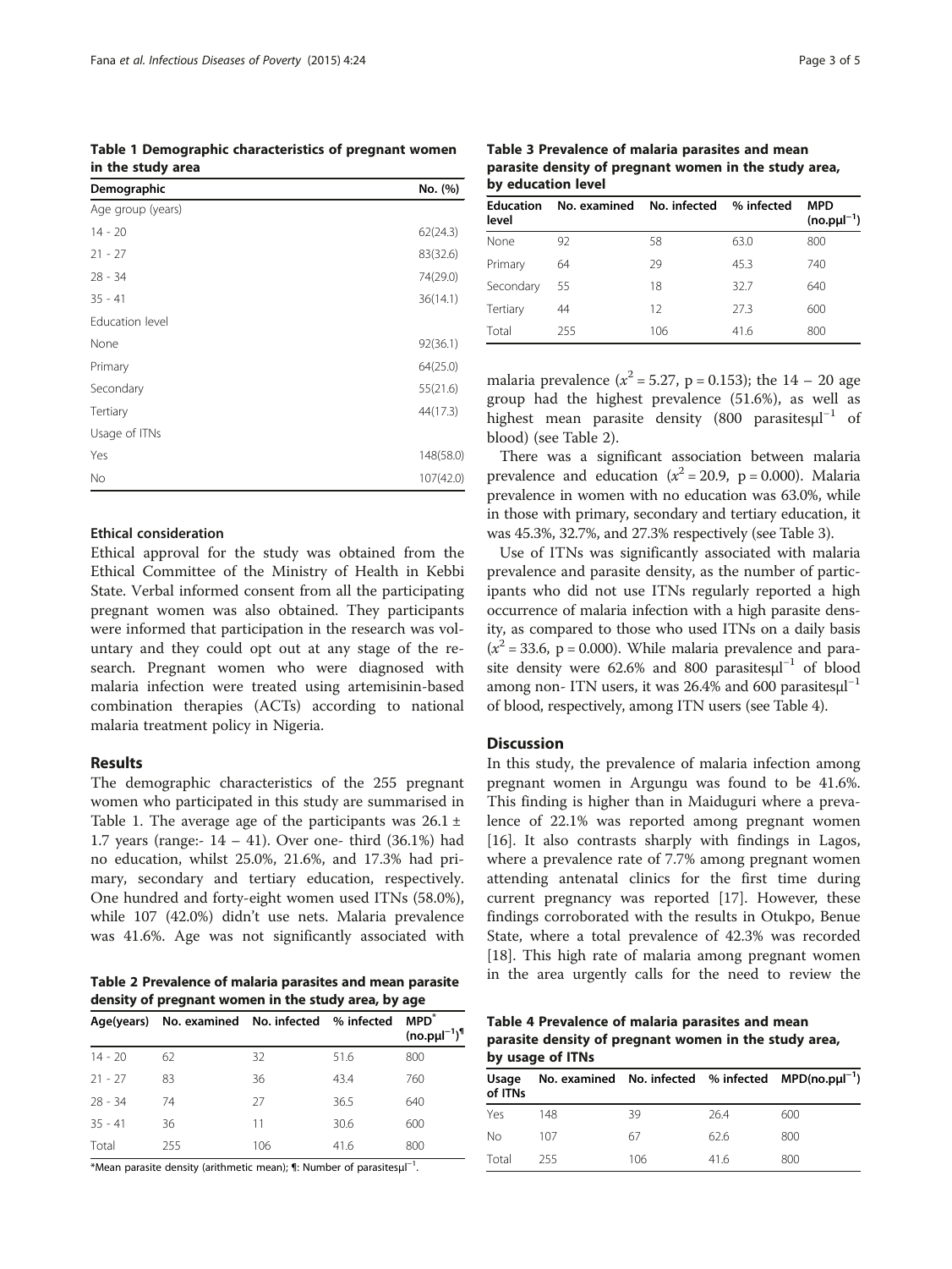Table 1 Demographic characteristics of pregnant women in the study area

| Demographic | No. (%) |
|---|---|
| Age group (years) | |
| 14 - 20 | 62(24.3) |
| 21 - 27 | 83(32.6) |
| 28 - 34 | 74(29.0) |
| 35 - 41 | 36(14.1) |
| Education level | |
| None | 92(36.1) |
| Primary | 64(25.0) |
| Secondary | 55(21.6) |
| Tertiary | 44(17.3) |
| Usage of ITNs | |
| Yes | 148(58.0) |
| No | 107(42.0) |

### Ethical consideration

Ethical approval for the study was obtained from the Ethical Committee of the Ministry of Health in Kebbi State. Verbal informed consent from all the participating pregnant women was also obtained. They participants were informed that participation in the research was voluntary and they could opt out at any stage of the research. Pregnant women who were diagnosed with malaria infection were treated using artemisinin-based combination therapies (ACTs) according to national malaria treatment policy in Nigeria.

## Results

The demographic characteristics of the 255 pregnant women who participated in this study are summarised in Table 1. The average age of the participants was 26.1 ± 1.7 years (range:- 14 – 41). Over one- third (36.1%) had no education, whilst 25.0%, 21.6%, and 17.3% had primary, secondary and tertiary education, respectively. One hundred and forty-eight women used ITNs (58.0%), while 107 (42.0%) didn't use nets. Malaria prevalence was 41.6%. Age was not significantly associated with malaria prevalence ($x^2$ = 5.27, p = 0.153); the 14 – 20 age group had the highest prevalence (51.6%), as well as highest mean parasite density (800 parasitesμl$^{-1}$ of blood) (see Table 2).

Table 2 Prevalence of malaria parasites and mean parasite density of pregnant women in the study area, by age

| Age(years) | No. examined | No. infected | % infected | MPD* (no.pμl$^{-1}$)¶ |
|---|---|---|---|---|
| 14 - 20 | 62 | 32 | 51.6 | 800 |
| 21 - 27 | 83 | 36 | 43.4 | 760 |
| 28 - 34 | 74 | 27 | 36.5 | 640 |
| 35 - 41 | 36 | 11 | 30.6 | 600 |
| Total | 255 | 106 | 41.6 | 800 |

*Mean parasite density (arithmetic mean); ¶: Number of parasitesμl$^{-1}$.

Table 3 Prevalence of malaria parasites and mean parasite density of pregnant women in the study area, by education level

| Education level | No. examined | No. infected | % infected | MPD (no.pμl$^{-1}$) |
|---|---|---|---|---|
| None | 92 | 58 | 63.0 | 800 |
| Primary | 64 | 29 | 45.3 | 740 |
| Secondary | 55 | 18 | 32.7 | 640 |
| Tertiary | 44 | 12 | 27.3 | 600 |
| Total | 255 | 106 | 41.6 | 800 |

There was a significant association between malaria prevalence and education ($x^2$ = 20.9, p = 0.000). Malaria prevalence in women with no education was 63.0%, while in those with primary, secondary and tertiary education, it was 45.3%, 32.7%, and 27.3% respectively (see Table 3).

Use of ITNs was significantly associated with malaria prevalence and parasite density, as the number of participants who did not use ITNs regularly reported a high occurrence of malaria infection with a high parasite density, as compared to those who used ITNs on a daily basis ($x^2$ = 33.6, p = 0.000). While malaria prevalence and parasite density were 62.6% and 800 parasitesμl$^{-1}$ of blood among non- ITN users, it was 26.4% and 600 parasitesμl$^{-1}$ of blood, respectively, among ITN users (see Table 4).

## Discussion

In this study, the prevalence of malaria infection among pregnant women in Argungu was found to be 41.6%. This finding is higher than in Maiduguri where a prevalence of 22.1% was reported among pregnant women [16]. It also contrasts sharply with findings in Lagos, where a prevalence rate of 7.7% among pregnant women attending antenatal clinics for the first time during current pregnancy was reported [17]. However, these findings corroborated with the results in Otukpo, Benue State, where a total prevalence of 42.3% was recorded [18]. This high rate of malaria among pregnant women in the area urgently calls for the need to review the

Table 4 Prevalence of malaria parasites and mean parasite density of pregnant women in the study area, by usage of ITNs

| Usage of ITNs | No. examined | No. infected | % infected | MPD(no.pμl$^{-1}$) |
|---|---|---|---|---|
| Yes | 148 | 39 | 26.4 | 600 |
| No | 107 | 67 | 62.6 | 800 |
| Total | 255 | 106 | 41.6 | 800 |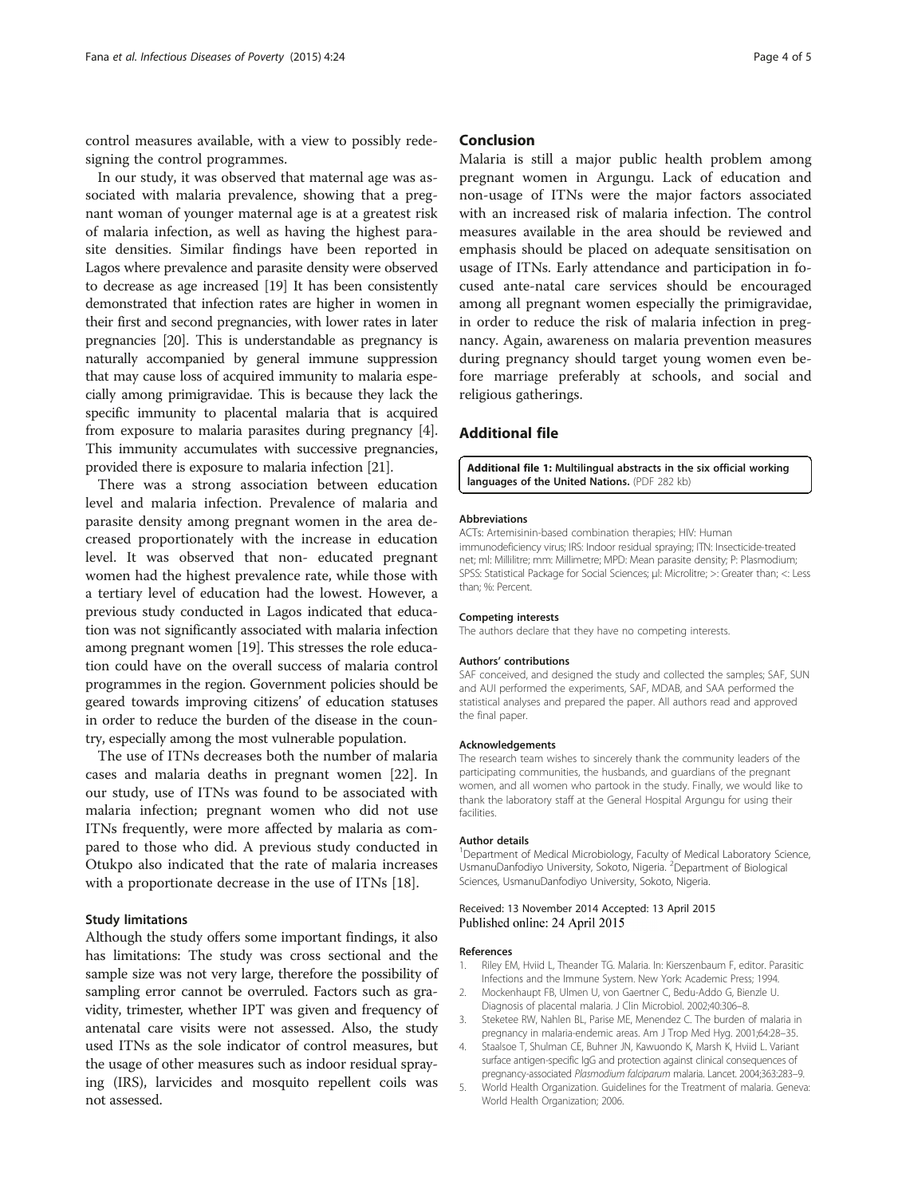control measures available, with a view to possibly redesigning the control programmes.

In our study, it was observed that maternal age was associated with malaria prevalence, showing that a pregnant woman of younger maternal age is at a greatest risk of malaria infection, as well as having the highest parasite densities. Similar findings have been reported in Lagos where prevalence and parasite density were observed to decrease as age increased [19] It has been consistently demonstrated that infection rates are higher in women in their first and second pregnancies, with lower rates in later pregnancies [20]. This is understandable as pregnancy is naturally accompanied by general immune suppression that may cause loss of acquired immunity to malaria especially among primigravidae. This is because they lack the specific immunity to placental malaria that is acquired from exposure to malaria parasites during pregnancy [4]. This immunity accumulates with successive pregnancies, provided there is exposure to malaria infection [21].

There was a strong association between education level and malaria infection. Prevalence of malaria and parasite density among pregnant women in the area decreased proportionately with the increase in education level. It was observed that non- educated pregnant women had the highest prevalence rate, while those with a tertiary level of education had the lowest. However, a previous study conducted in Lagos indicated that education was not significantly associated with malaria infection among pregnant women [19]. This stresses the role education could have on the overall success of malaria control programmes in the region. Government policies should be geared towards improving citizens' of education statuses in order to reduce the burden of the disease in the country, especially among the most vulnerable population.

The use of ITNs decreases both the number of malaria cases and malaria deaths in pregnant women [22]. In our study, use of ITNs was found to be associated with malaria infection; pregnant women who did not use ITNs frequently, were more affected by malaria as compared to those who did. A previous study conducted in Otukpo also indicated that the rate of malaria increases with a proportionate decrease in the use of ITNs [18].

### Study limitations

Although the study offers some important findings, it also has limitations: The study was cross sectional and the sample size was not very large, therefore the possibility of sampling error cannot be overruled. Factors such as gravidity, trimester, whether IPT was given and frequency of antenatal care visits were not assessed. Also, the study used ITNs as the sole indicator of control measures, but the usage of other measures such as indoor residual spraying (IRS), larvicides and mosquito repellent coils was not assessed.

## Conclusion

Malaria is still a major public health problem among pregnant women in Argungu. Lack of education and non-usage of ITNs were the major factors associated with an increased risk of malaria infection. The control measures available in the area should be reviewed and emphasis should be placed on adequate sensitisation on usage of ITNs. Early attendance and participation in focused ante-natal care services should be encouraged among all pregnant women especially the primigravidae, in order to reduce the risk of malaria infection in pregnancy. Again, awareness on malaria prevention measures during pregnancy should target young women even before marriage preferably at schools, and social and religious gatherings.

## Additional file

**Additional file 1: Multilingual abstracts in the six official working languages of the United Nations.** (PDF 282 kb)

#### Abbreviations

ACTs: Artemisinin-based combination therapies; HIV: Human immunodeficiency virus; IRS: Indoor residual spraying; ITN: Insecticide-treated net; ml: Millilitre; mm: Millimetre; MPD: Mean parasite density; P: Plasmodium; SPSS: Statistical Package for Social Sciences; μl: Microlitre; >: Greater than; <: Less than; %: Percent.

#### Competing interests

The authors declare that they have no competing interests.

#### Authors' contributions

SAF conceived, and designed the study and collected the samples; SAF, SUN and AUI performed the experiments, SAF, MDAB, and SAA performed the statistical analyses and prepared the paper. All authors read and approved the final paper.

#### Acknowledgements

The research team wishes to sincerely thank the community leaders of the participating communities, the husbands, and guardians of the pregnant women, and all women who partook in the study. Finally, we would like to thank the laboratory staff at the General Hospital Argungu for using their facilities.

#### Author details

[1]Department of Medical Microbiology, Faculty of Medical Laboratory Science, UsmanuDanfodiyo University, Sokoto, Nigeria. [2]Department of Biological Sciences, UsmanuDanfodiyo University, Sokoto, Nigeria.

Received: 13 November 2014 Accepted: 13 April 2015
Published online: 24 April 2015

#### References

1. Riley EM, Hviid L, Theander TG. Malaria. In: Kierszenbaum F, editor. Parasitic Infections and the Immune System. New York: Academic Press; 1994.
2. Mockenhaupt FB, Ulmen U, von Gaertner C, Bedu-Addo G, Bienzle U. Diagnosis of placental malaria. J Clin Microbiol. 2002;40:306–8.
3. Steketee RW, Nahlen BL, Parise ME, Menendez C. The burden of malaria in pregnancy in malaria-endemic areas. Am J Trop Med Hyg. 2001;64:28–35.
4. Staalsoe T, Shulman CE, Buhner JN, Kawuondo K, Marsh K, Hviid L. Variant surface antigen-specific IgG and protection against clinical consequences of pregnancy-associated *Plasmodium falciparum* malaria. Lancet. 2004;363:283–9.
5. World Health Organization. Guidelines for the Treatment of malaria. Geneva: World Health Organization; 2006.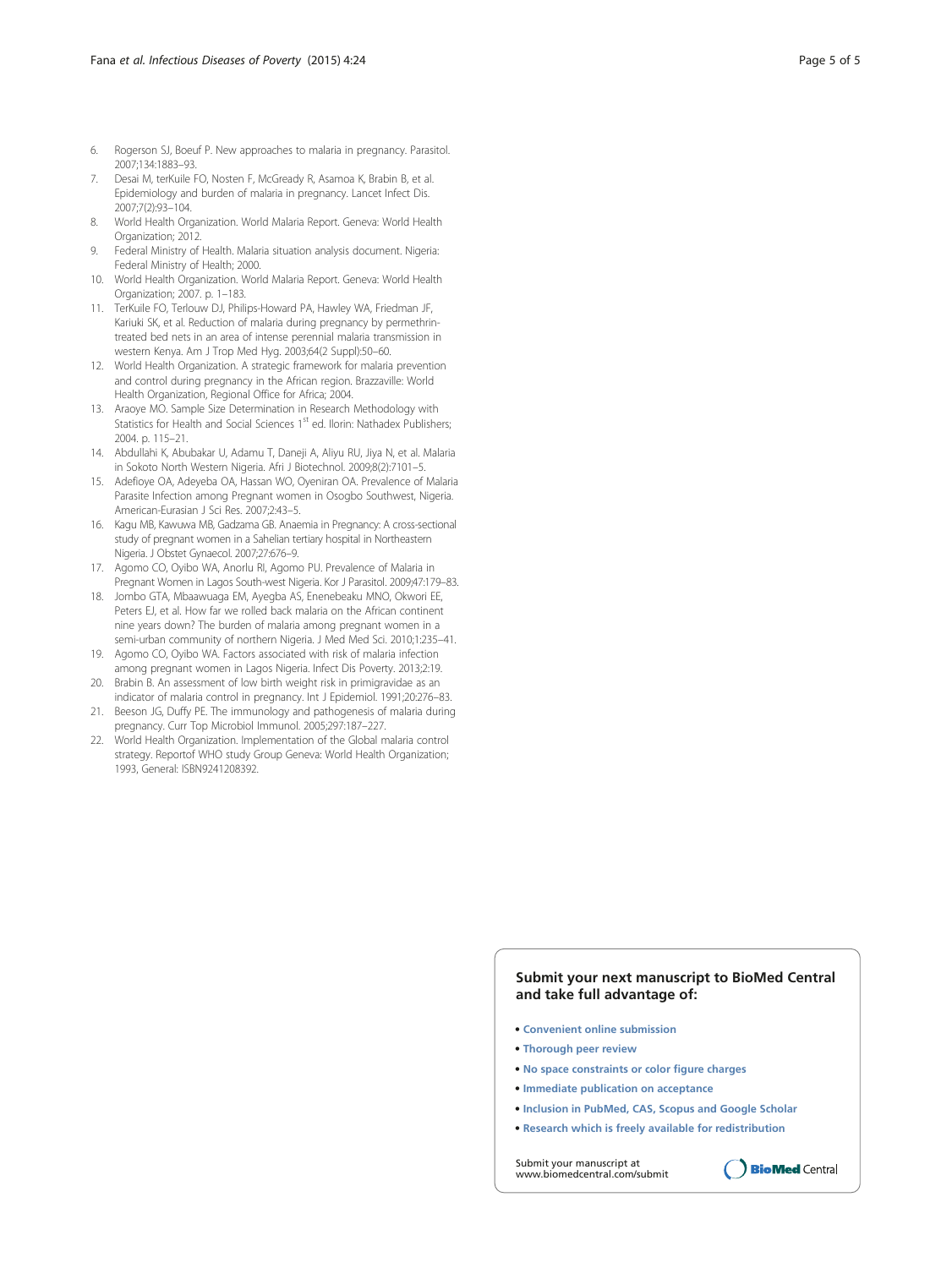6. Rogerson SJ, Boeuf P. New approaches to malaria in pregnancy. Parasitol. 2007;134:1883–93.
7. Desai M, terKuile FO, Nosten F, McGready R, Asamoa K, Brabin B, et al. Epidemiology and burden of malaria in pregnancy. Lancet Infect Dis. 2007;7(2):93–104.
8. World Health Organization. World Malaria Report. Geneva: World Health Organization; 2012.
9. Federal Ministry of Health. Malaria situation analysis document. Nigeria: Federal Ministry of Health; 2000.
10. World Health Organization. World Malaria Report. Geneva: World Health Organization; 2007. p. 1–183.
11. TerKuile FO, Terlouw DJ, Philips-Howard PA, Hawley WA, Friedman JF, Kariuki SK, et al. Reduction of malaria during pregnancy by permethrin-treated bed nets in an area of intense perennial malaria transmission in western Kenya. Am J Trop Med Hyg. 2003;64(2 Suppl):50–60.
12. World Health Organization. A strategic framework for malaria prevention and control during pregnancy in the African region. Brazzaville: World Health Organization, Regional Office for Africa; 2004.
13. Araoye MO. Sample Size Determination in Research Methodology with Statistics for Health and Social Sciences 1st ed. Ilorin: Nathadex Publishers; 2004. p. 115–21.
14. Abdullahi K, Abubakar U, Adamu T, Daneji A, Aliyu RU, Jiya N, et al. Malaria in Sokoto North Western Nigeria. Afri J Biotechnol. 2009;8(2):7101–5.
15. Adefioye OA, Adeyeba OA, Hassan WO, Oyeniran OA. Prevalence of Malaria Parasite Infection among Pregnant women in Osogbo Southwest, Nigeria. American-Eurasian J Sci Res. 2007;2:43–5.
16. Kagu MB, Kawuwa MB, Gadzama GB. Anaemia in Pregnancy: A cross-sectional study of pregnant women in a Sahelian tertiary hospital in Northeastern Nigeria. J Obstet Gynaecol. 2007;27:676–9.
17. Agomo CO, Oyibo WA, Anorlu RI, Agomo PU. Prevalence of Malaria in Pregnant Women in Lagos South-west Nigeria. Kor J Parasitol. 2009;47:179–83.
18. Jombo GTA, Mbaawuaga EM, Ayegba AS, Enenebeaku MNO, Okwori EE, Peters EJ, et al. How far we rolled back malaria on the African continent nine years down? The burden of malaria among pregnant women in a semi-urban community of northern Nigeria. J Med Med Sci. 2010;1:235–41.
19. Agomo CO, Oyibo WA. Factors associated with risk of malaria infection among pregnant women in Lagos Nigeria. Infect Dis Poverty. 2013;2:19.
20. Brabin B. An assessment of low birth weight risk in primigravidae as an indicator of malaria control in pregnancy. Int J Epidemiol. 1991;20:276–83.
21. Beeson JG, Duffy PE. The immunology and pathogenesis of malaria during pregnancy. Curr Top Microbiol Immunol. 2005;297:187–227.
22. World Health Organization. Implementation of the Global malaria control strategy. Reportof WHO study Group Geneva: World Health Organization; 1993, General: ISBN9241208392.

**Submit your next manuscript to BioMed Central and take full advantage of:**

- **Convenient online submission**
- **Thorough peer review**
- **No space constraints or color figure charges**
- **Immediate publication on acceptance**
- **Inclusion in PubMed, CAS, Scopus and Google Scholar**
- **Research which is freely available for redistribution**

Submit your manuscript at www.biomedcentral.com/submit

BioMed Central